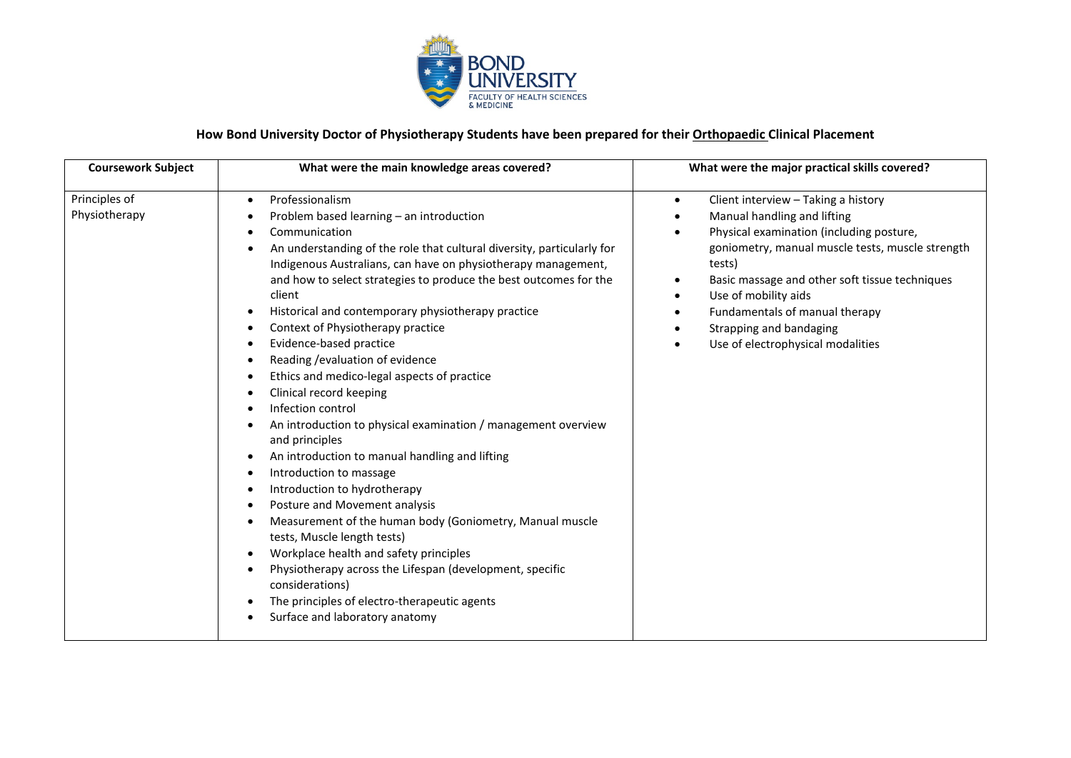# How Bond University Doctor of Physiotherapy Students have been prepared for their Orthopaedic Clinical Placement

| Coursework Subject | What were the main knowledge areas covered? | What were the major practical skills covered? |
|---|---|---|
| Principles of Physiotherapy | • Professionalism<br>• Problem based learning – an introduction<br>• Communication<br>• An understanding of the role that cultural diversity, particularly for Indigenous Australians, can have on physiotherapy management, and how to select strategies to produce the best outcomes for the client<br>• Historical and contemporary physiotherapy practice<br>• Context of Physiotherapy practice<br>• Evidence-based practice<br>• Reading /evaluation of evidence<br>• Ethics and medico-legal aspects of practice<br>• Clinical record keeping<br>• Infection control<br>• An introduction to physical examination / management overview and principles<br>• An introduction to manual handling and lifting<br>• Introduction to massage<br>• Introduction to hydrotherapy<br>• Posture and Movement analysis<br>• Measurement of the human body (Goniometry, Manual muscle tests, Muscle length tests)<br>• Workplace health and safety principles<br>• Physiotherapy across the Lifespan (development, specific considerations)<br>• The principles of electro-therapeutic agents<br>• Surface and laboratory anatomy | • Client interview – Taking a history<br>• Manual handling and lifting<br>• Physical examination (including posture, goniometry, manual muscle tests, muscle strength tests)<br>• Basic massage and other soft tissue techniques<br>• Use of mobility aids<br>• Fundamentals of manual therapy<br>• Strapping and bandaging<br>• Use of electrophysical modalities |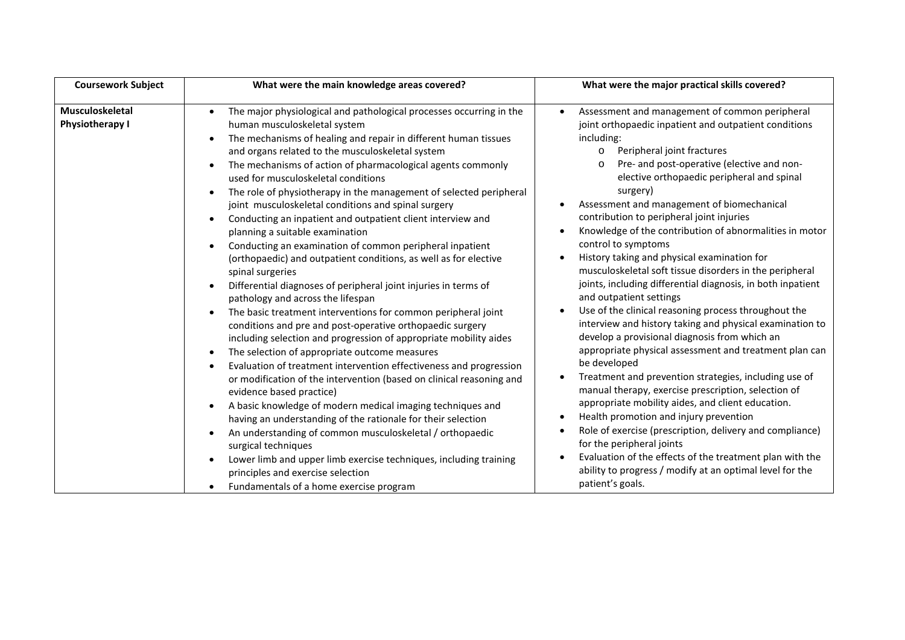| Coursework Subject | What were the main knowledge areas covered? | What were the major practical skills covered? |
|---|---|---|
| **Musculoskeletal Physiotherapy I** | • The major physiological and pathological processes occurring in the human musculoskeletal system<br>• The mechanisms of healing and repair in different human tissues and organs related to the musculoskeletal system<br>• The mechanisms of action of pharmacological agents commonly used for musculoskeletal conditions<br>• The role of physiotherapy in the management of selected peripheral joint musculoskeletal conditions and spinal surgery<br>• Conducting an inpatient and outpatient client interview and planning a suitable examination<br>• Conducting an examination of common peripheral inpatient (orthopaedic) and outpatient conditions, as well as for elective spinal surgeries<br>• Differential diagnoses of peripheral joint injuries in terms of pathology and across the lifespan<br>• The basic treatment interventions for common peripheral joint conditions and pre and post-operative orthopaedic surgery including selection and progression of appropriate mobility aides<br>• The selection of appropriate outcome measures<br>• Evaluation of treatment intervention effectiveness and progression or modification of the intervention (based on clinical reasoning and evidence based practice)<br>• A basic knowledge of modern medical imaging techniques and having an understanding of the rationale for their selection<br>• An understanding of common musculoskeletal / orthopaedic surgical techniques<br>• Lower limb and upper limb exercise techniques, including training principles and exercise selection<br>• Fundamentals of a home exercise program | • Assessment and management of common peripheral joint orthopaedic inpatient and outpatient conditions including:<br>  o Peripheral joint fractures<br>  o Pre- and post-operative (elective and non-elective orthopaedic peripheral and spinal surgery)<br>• Assessment and management of biomechanical contribution to peripheral joint injuries<br>• Knowledge of the contribution of abnormalities in motor control to symptoms<br>• History taking and physical examination for musculoskeletal soft tissue disorders in the peripheral joints, including differential diagnosis, in both inpatient and outpatient settings<br>• Use of the clinical reasoning process throughout the interview and history taking and physical examination to develop a provisional diagnosis from which an appropriate physical assessment and treatment plan can be developed<br>• Treatment and prevention strategies, including use of manual therapy, exercise prescription, selection of appropriate mobility aides, and client education.<br>• Health promotion and injury prevention<br>• Role of exercise (prescription, delivery and compliance) for the peripheral joints<br>• Evaluation of the effects of the treatment plan with the ability to progress / modify at an optimal level for the patient's goals. |